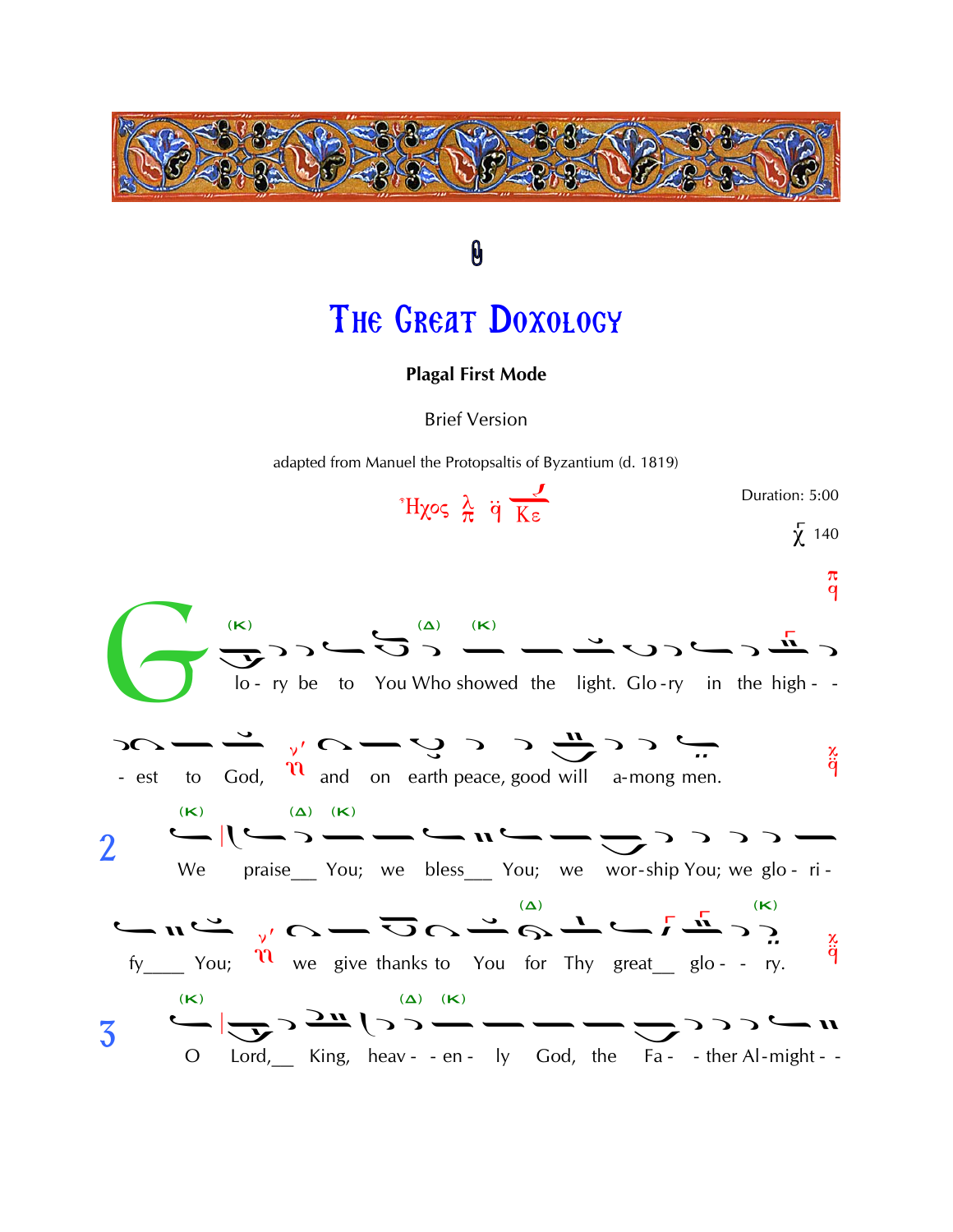# The Great Doxology

**Plagal First Mode**

Brief Version

adapted from Manuel the Protopsaltis of Byzantium (d. 1819)

Ἦχος λ π �texts Κε

Duration: 5:00

χ 140

Glo - ry be to You Who showed the light. Glo - ry in the high - - - est to God, and on earth peace, good will a-mong men.

2 We praise__ You; we bless__ You; we wor-ship You; we glo - ri - fy____ You; we give thanks to You for Thy great__ glo - - ry.

3 O Lord,__ King, heav - - en - ly God, the Fa - - ther Al-might - -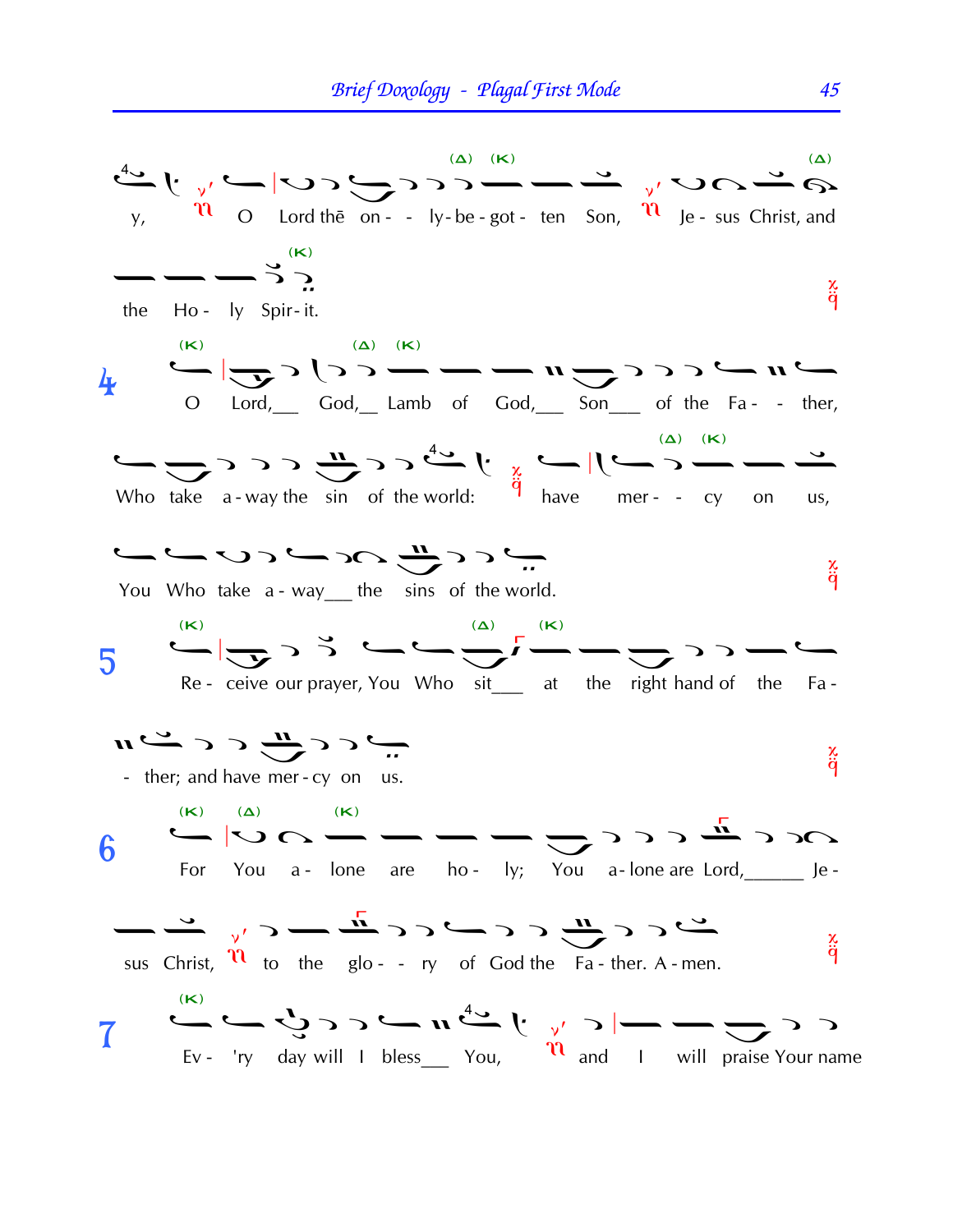y, O Lord thē on - - ly - be - got - ten Son, Je - sus Christ, and

the Ho - ly Spir - it.

**4** O Lord,___ God,__ Lamb of God,___ Son___ of the Fa - - ther,

Who take a - way the sin of the world: have mer - - cy on us,

You Who take a - way___ the sins of the world.

**5** Re - ceive our prayer, You Who sit___ at the right hand of the Fa -

- ther; and have mer - cy on us.

**6** For You a - lone are ho - ly; You a - lone are Lord,______ Je -

sus Christ, to the glo - - ry of God the Fa - ther. A - men.

**7** Ev - 'ry day will I bless___ You, and I will praise Your name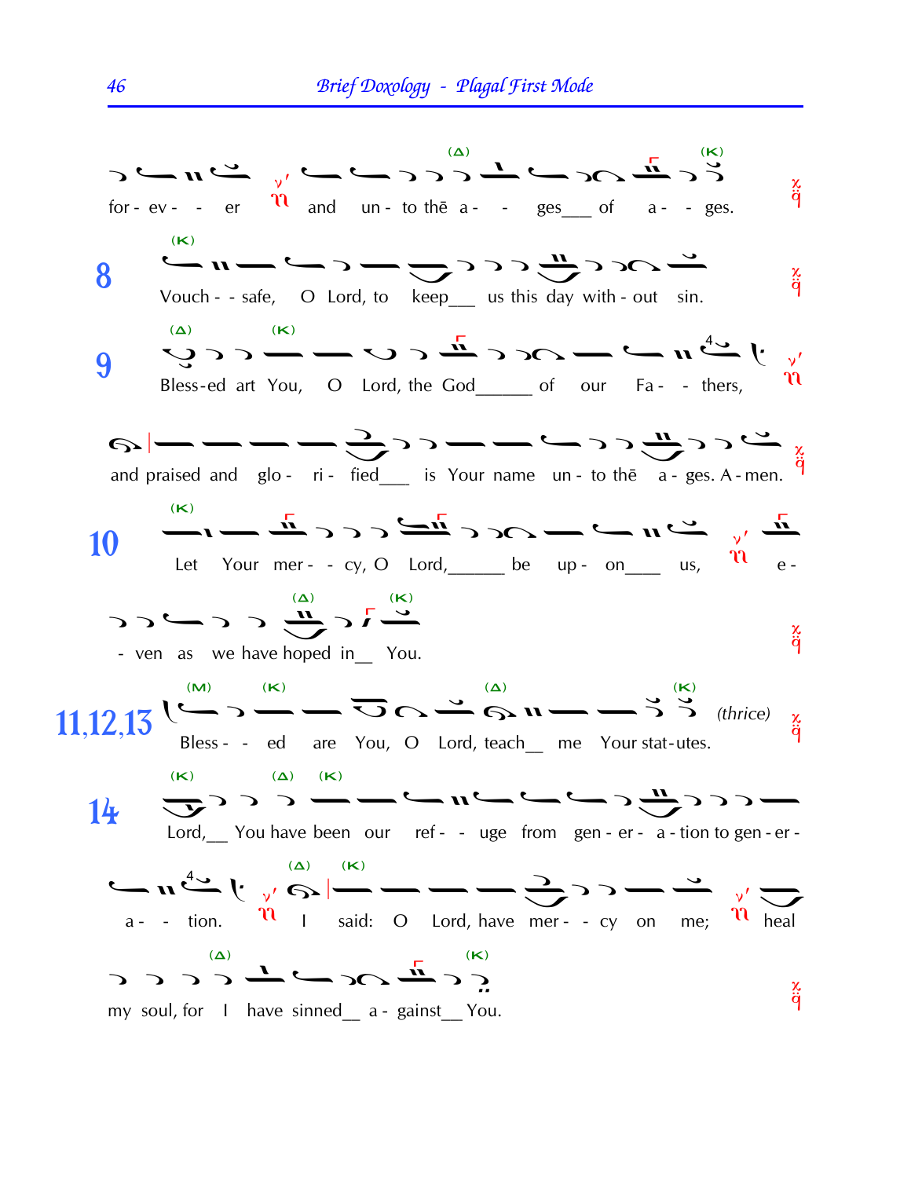for - ev - - er and un - to thē a - - ges___ of a - - ges.

**8** Vouch - - safe, O Lord, to keep___ us this day with - out sin.

**9** Bless-ed art You, O Lord, the God______ of our Fa - - thers,

and praised and glo - ri - fied___ is Your name un - to thē a - ges. A - men.

**10** Let Your mer - - cy, O Lord,______ be up - on___ us, e -

- ven as we have hoped in__ You.

**11,12,13** Bless - - ed are You, O Lord, teach__ me Your stat - utes. *(thrice)*

**14** Lord,__ You have been our ref - - uge from gen - er - a - tion to gen - er -

a - - tion. I said: O Lord, have mer - - cy on me; heal

my soul, for I have sinned__ a - gainst__ You.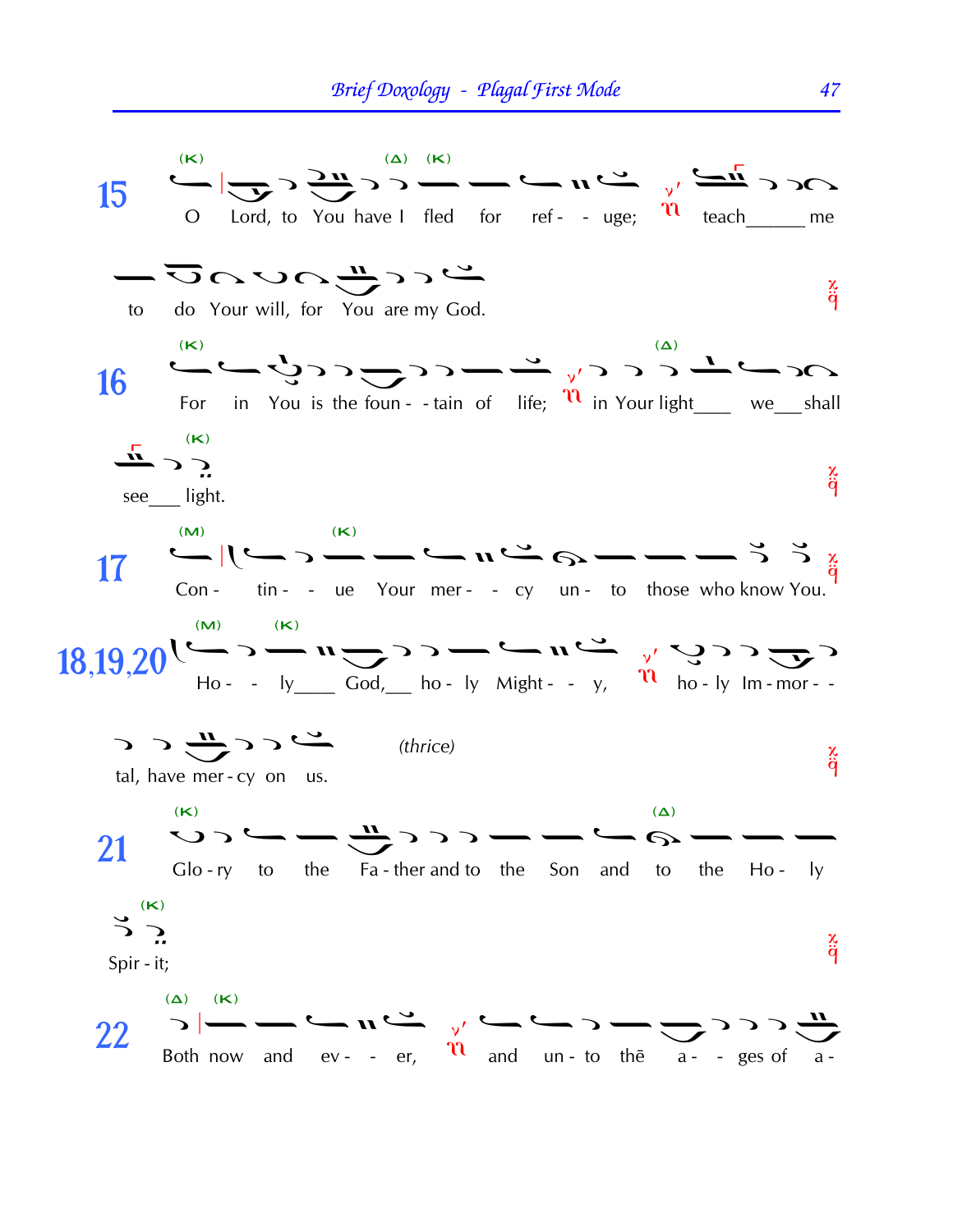15 O Lord, to You have I fled for ref - - uge; teach______ me to do Your will, for You are my God.

16 For in You is the foun - - tain of life; in Your light___ we___shall see___ light.

17 Con - tin - - ue Your mer - - cy un - to those who know You.

18,19,20 Ho - - ly____ God,___ ho - ly Might - - y, ho - ly Im - mor - - tal, have mer - cy on us. *(thrice)*

21 Glo - ry to the Fa - ther and to the Son and to the Ho - ly Spir - it;

22 Both now and ev - - er, and un - to thē a - - ges of a -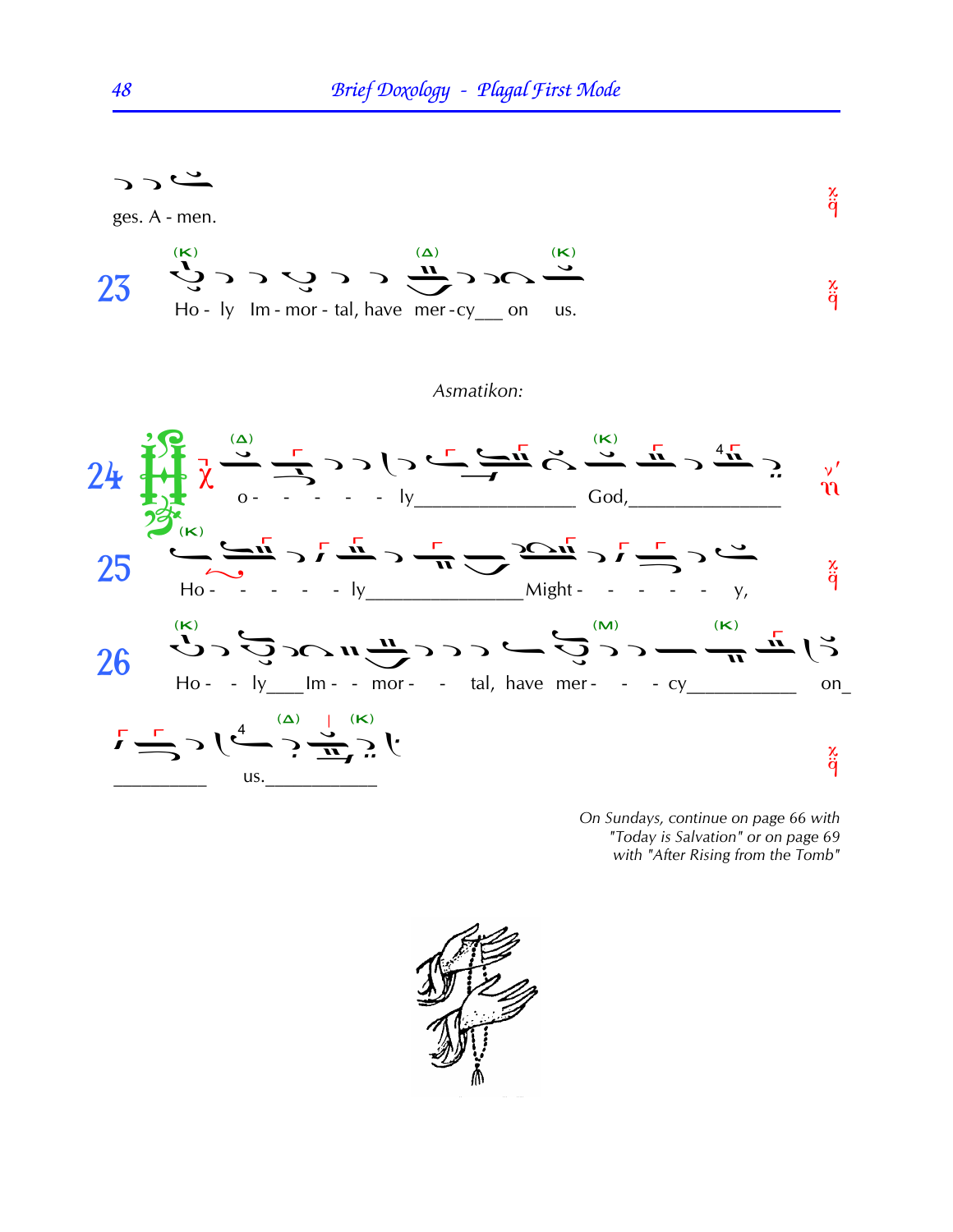ges. A - men.

23 Ho - ly Im - mor - tal, have mer - cy\_\_\_ on us.

*Asmatikon:*

24 o - - - - - ly\_\_\_\_\_\_\_\_\_\_\_\_\_\_\_\_ God,\_\_\_\_\_\_\_\_\_\_\_\_\_\_\_

25 Ho - - - - - ly\_\_\_\_\_\_\_\_\_\_\_\_\_\_\_\_Might - - - - - y,

26 Ho - - ly\_\_\_Im - - mor - - tal, have mer - - - cy\_\_\_\_\_\_\_\_\_\_\_ on\_

\_\_\_\_\_\_\_\_\_\_ us.\_\_\_\_\_\_\_\_\_\_\_

*On Sundays, continue on page 66 with "Today is Salvation" or on page 69 with "After Rising from the Tomb"*